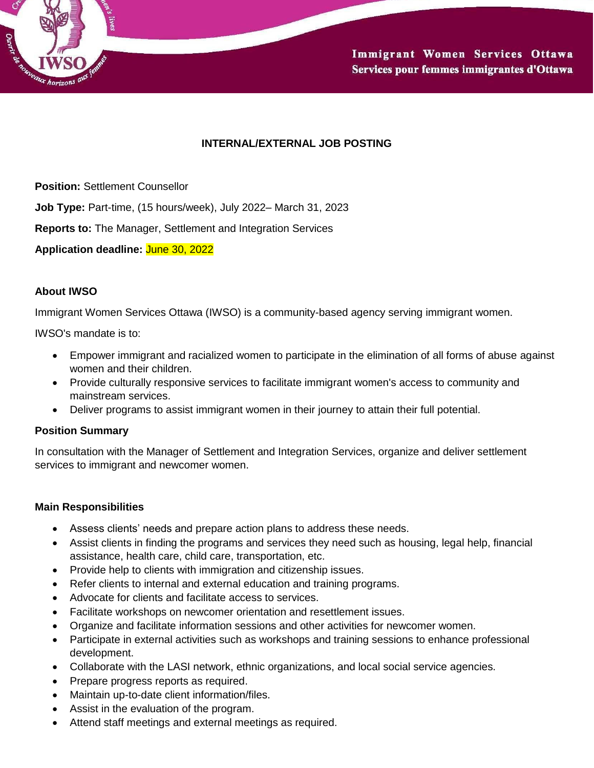Immigrant Women Services Ottawa
Services pour femmes immigrantes d'Ottawa

## INTERNAL/EXTERNAL JOB POSTING

**Position:** Settlement Counsellor

**Job Type:** Part-time, (15 hours/week), July 2022– March 31, 2023

**Reports to:** The Manager, Settlement and Integration Services

**Application deadline:** June 30, 2022

### About IWSO

Immigrant Women Services Ottawa (IWSO) is a community-based agency serving immigrant women.

IWSO's mandate is to:

- Empower immigrant and racialized women to participate in the elimination of all forms of abuse against women and their children.
- Provide culturally responsive services to facilitate immigrant women's access to community and mainstream services.
- Deliver programs to assist immigrant women in their journey to attain their full potential.

### Position Summary

In consultation with the Manager of Settlement and Integration Services, organize and deliver settlement services to immigrant and newcomer women.

### Main Responsibilities

- Assess clients' needs and prepare action plans to address these needs.
- Assist clients in finding the programs and services they need such as housing, legal help, financial assistance, health care, child care, transportation, etc.
- Provide help to clients with immigration and citizenship issues.
- Refer clients to internal and external education and training programs.
- Advocate for clients and facilitate access to services.
- Facilitate workshops on newcomer orientation and resettlement issues.
- Organize and facilitate information sessions and other activities for newcomer women.
- Participate in external activities such as workshops and training sessions to enhance professional development.
- Collaborate with the LASI network, ethnic organizations, and local social service agencies.
- Prepare progress reports as required.
- Maintain up-to-date client information/files.
- Assist in the evaluation of the program.
- Attend staff meetings and external meetings as required.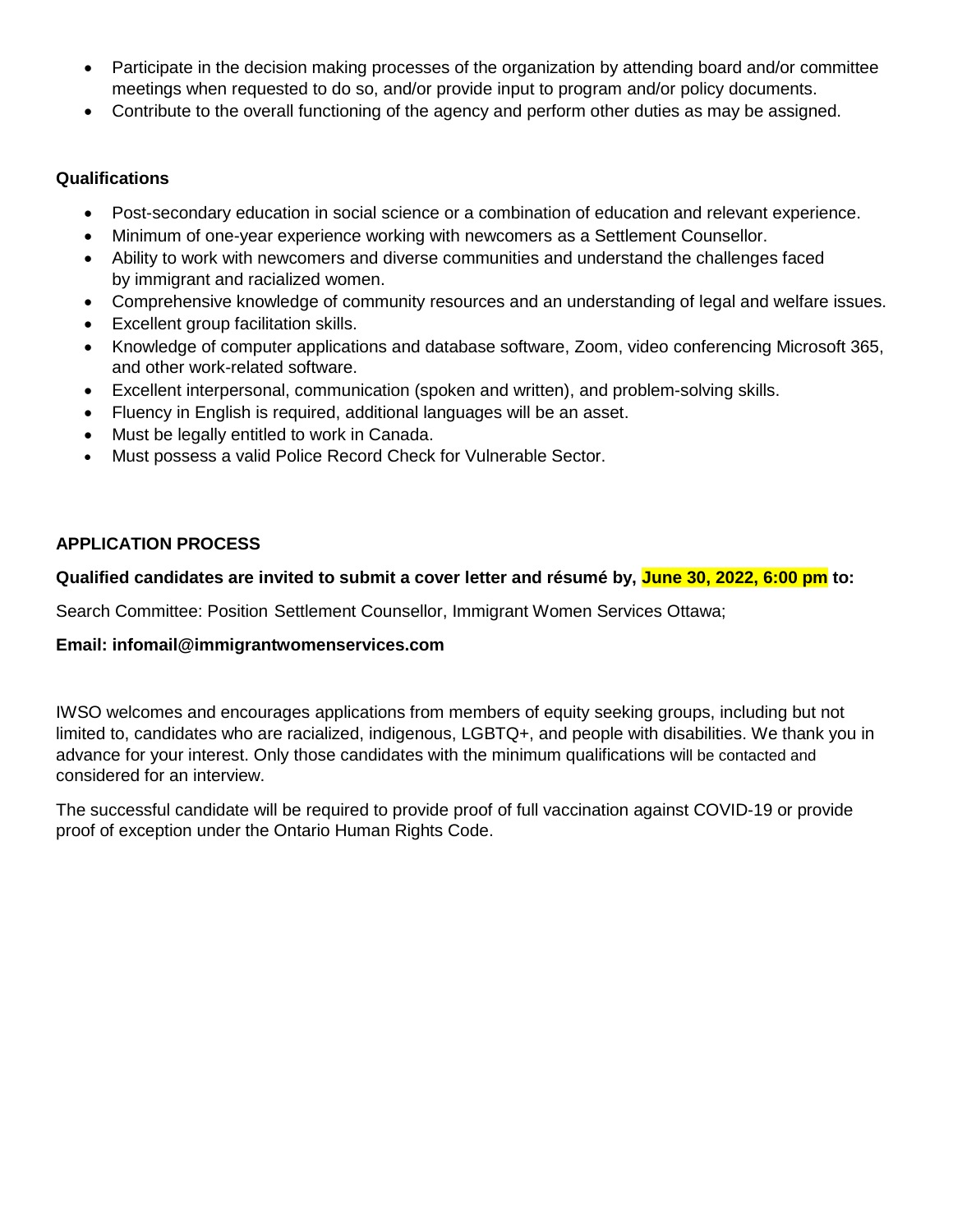- Participate in the decision making processes of the organization by attending board and/or committee meetings when requested to do so, and/or provide input to program and/or policy documents.
- Contribute to the overall functioning of the agency and perform other duties as may be assigned.

**Qualifications**

- Post-secondary education in social science or a combination of education and relevant experience.
- Minimum of one-year experience working with newcomers as a Settlement Counsellor.
- Ability to work with newcomers and diverse communities and understand the challenges faced by immigrant and racialized women.
- Comprehensive knowledge of community resources and an understanding of legal and welfare issues.
- Excellent group facilitation skills.
- Knowledge of computer applications and database software, Zoom, video conferencing Microsoft 365, and other work-related software.
- Excellent interpersonal, communication (spoken and written), and problem-solving skills.
- Fluency in English is required, additional languages will be an asset.
- Must be legally entitled to work in Canada.
- Must possess a valid Police Record Check for Vulnerable Sector.

**APPLICATION PROCESS**

**Qualified candidates are invited to submit a cover letter and résumé by, June 30, 2022, 6:00 pm to:**

Search Committee: Position Settlement Counsellor, Immigrant Women Services Ottawa;

**Email: infomail@immigrantwomenservices.com**

IWSO welcomes and encourages applications from members of equity seeking groups, including but not limited to, candidates who are racialized, indigenous, LGBTQ+, and people with disabilities. We thank you in advance for your interest. Only those candidates with the minimum qualifications will be contacted and considered for an interview.

The successful candidate will be required to provide proof of full vaccination against COVID-19 or provide proof of exception under the Ontario Human Rights Code.